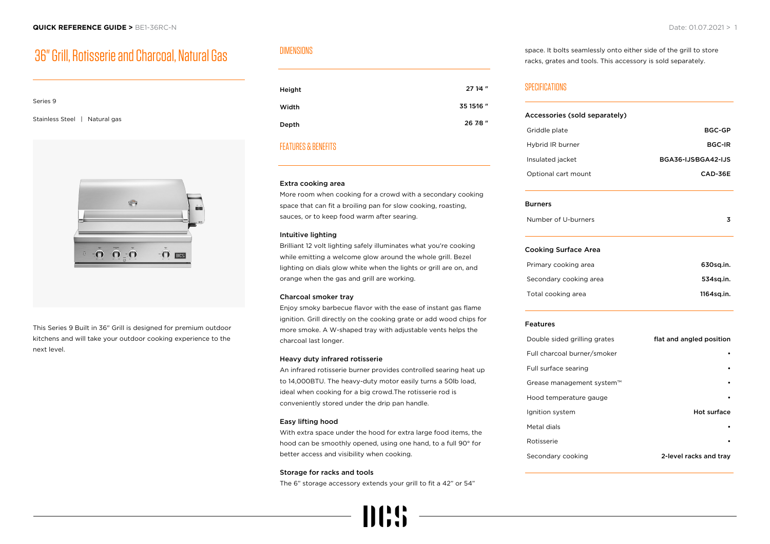# 36" Grill, Rotisserie and Charcoal, Natural Gas

Series 9

Stainless Steel | Natural gas

This Series 9 Built in 36" Grill is designed for premium outdoor kitchens and will take your outdoor cooking experience to the next level.

## DIMENSIONS

| | |
|---|---|
| Height | 27 1⁄4 " |
| Width | 35 15⁄16 " |
| Depth | 26 7⁄8 " |

## FEATURES & BENEFITS

### Extra cooking area

More room when cooking for a crowd with a secondary cooking space that can fit a broiling pan for slow cooking, roasting, sauces, or to keep food warm after searing.

### Intuitive lighting

Brilliant 12 volt lighting safely illuminates what you're cooking while emitting a welcome glow around the whole grill. Bezel lighting on dials glow white when the lights or grill are on, and orange when the gas and grill are working.

### Charcoal smoker tray

Enjoy smoky barbecue flavor with the ease of instant gas flame ignition. Grill directly on the cooking grate or add wood chips for more smoke. A W-shaped tray with adjustable vents helps the charcoal last longer.

### Heavy duty infrared rotisserie

An infrared rotisserie burner provides controlled searing heat up to 14,000BTU. The heavy-duty motor easily turns a 50lb load, ideal when cooking for a big crowd.The rotisserie rod is conveniently stored under the drip pan handle.

### Easy lifting hood

With extra space under the hood for extra large food items, the hood can be smoothly opened, using one hand, to a full 90° for better access and visibility when cooking.

### Storage for racks and tools

The 6" storage accessory extends your grill to fit a 42" or 54" space. It bolts seamlessly onto either side of the grill to store racks, grates and tools. This accessory is sold separately.

## SPECIFICATIONS

| Accessories (sold separately) | |
|---|---|
| Griddle plate | BGC-GP |
| Hybrid IR burner | BGC-IR |
| Insulated jacket | BGA36-IJS\BGA42-IJS |
| Optional cart mount | CAD-36E |

| Burners | |
|---|---|
| Number of U-burners | 3 |

| Cooking Surface Area | |
|---|---|
| Primary cooking area | 630sq.in. |
| Secondary cooking area | 534sq.in. |
| Total cooking area | 1164sq.in. |

| Features | |
|---|---|
| Double sided grilling grates | flat and angled position |
| Full charcoal burner/smoker | • |
| Full surface searing | • |
| Grease management system™ | • |
| Hood temperature gauge | • |
| Ignition system | Hot surface |
| Metal dials | • |
| Rotisserie | • |
| Secondary cooking | 2-level racks and tray |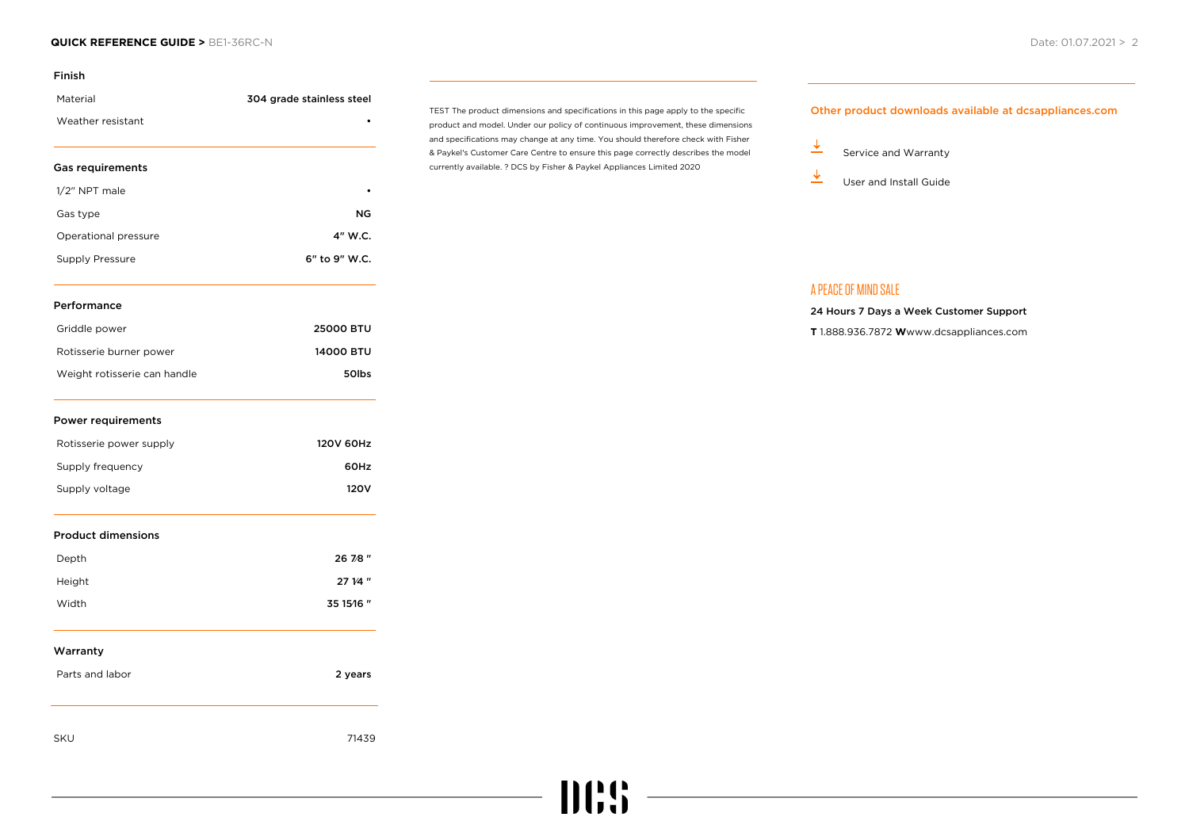## Finish

| | |
|---|---|
| Material | 304 grade stainless steel |
| Weather resistant | • |

## Gas requirements

| | |
|---|---|
| 1/2" NPT male | • |
| Gas type | NG |
| Operational pressure | 4" W.C. |
| Supply Pressure | 6" to 9" W.C. |

## Performance

| | |
|---|---|
| Griddle power | 25000 BTU |
| Rotisserie burner power | 14000 BTU |
| Weight rotisserie can handle | 50lbs |

## Power requirements

| | |
|---|---|
| Rotisserie power supply | 120V 60Hz |
| Supply frequency | 60Hz |
| Supply voltage | 120V |

## Product dimensions

| | |
|---|---|
| Depth | 26 7⁄8 " |
| Height | 27 1⁄4 " |
| Width | 35 15⁄16 " |

## Warranty

| | |
|---|---|
| Parts and labor | 2 years |

SKU 71439

TEST The product dimensions and specifications in this page apply to the specific product and model. Under our policy of continuous improvement, these dimensions and specifications may change at any time. You should therefore check with Fisher & Paykel's Customer Care Centre to ensure this page correctly describes the model currently available. ? DCS by Fisher & Paykel Appliances Limited 2020

**Other product downloads available at dcsappliances.com**

- Service and Warranty
- User and Install Guide

A PEACE OF MIND SALE

**24 Hours 7 Days a Week Customer Support**

**T** 1.888.936.7872 **W**www.dcsappliances.com

DCS